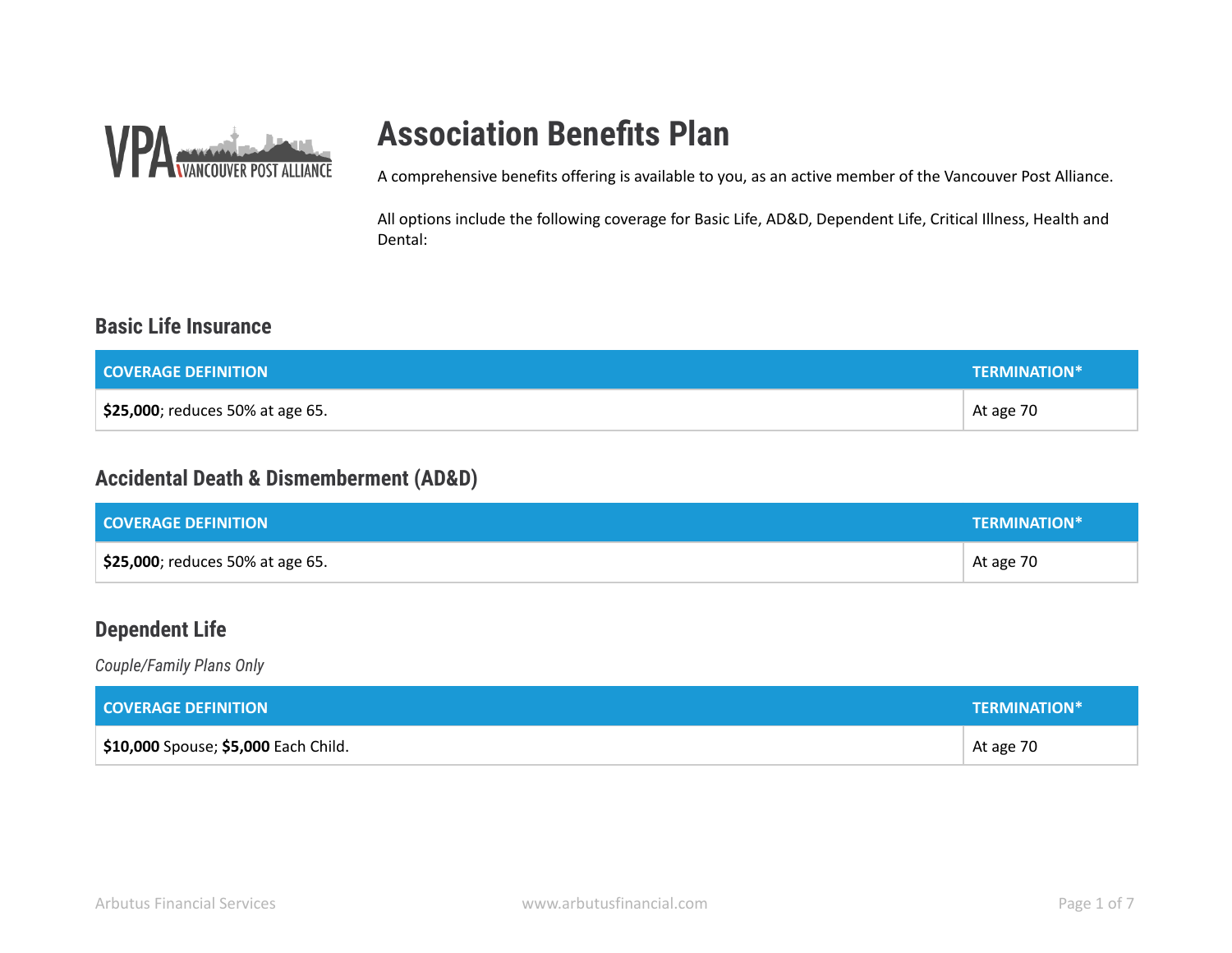# Association Benefits Plan

A comprehensive benefits offering is available to you, as an active member of the Vancouver Post Alliance.

All options include the following coverage for Basic Life, AD&D, Dependent Life, Critical Illness, Health and Dental:

## Basic Life Insurance

| COVERAGE DEFINITION | TERMINATION* |
|---|---|
| **$25,000**; reduces 50% at age 65. | At age 70 |

## Accidental Death & Dismemberment (AD&D)

| COVERAGE DEFINITION | TERMINATION* |
|---|---|
| **$25,000**; reduces 50% at age 65. | At age 70 |

## Dependent Life

*Couple/Family Plans Only*

| COVERAGE DEFINITION | TERMINATION* |
|---|---|
| **$10,000** Spouse; **$5,000** Each Child. | At age 70 |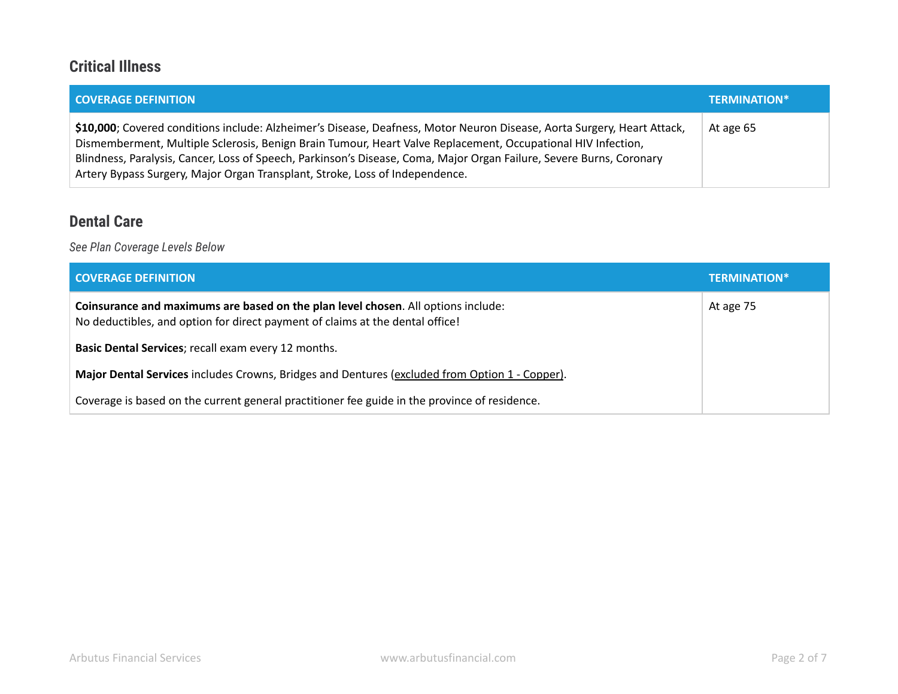## Critical Illness

| COVERAGE DEFINITION | TERMINATION* |
|---|---|
| **$10,000**; Covered conditions include: Alzheimer's Disease, Deafness, Motor Neuron Disease, Aorta Surgery, Heart Attack, Dismemberment, Multiple Sclerosis, Benign Brain Tumour, Heart Valve Replacement, Occupational HIV Infection, Blindness, Paralysis, Cancer, Loss of Speech, Parkinson's Disease, Coma, Major Organ Failure, Severe Burns, Coronary Artery Bypass Surgery, Major Organ Transplant, Stroke, Loss of Independence. | At age 65 |

## Dental Care

*See Plan Coverage Levels Below*

| COVERAGE DEFINITION | TERMINATION* |
|---|---|
| **Coinsurance and maximums are based on the plan level chosen**. All options include:<br>No deductibles, and option for direct payment of claims at the dental office!<br><br>**Basic Dental Services**; recall exam every 12 months.<br><br>**Major Dental Services** includes Crowns, Bridges and Dentures (excluded from Option 1 - Copper).<br><br>Coverage is based on the current general practitioner fee guide in the province of residence. | At age 75 |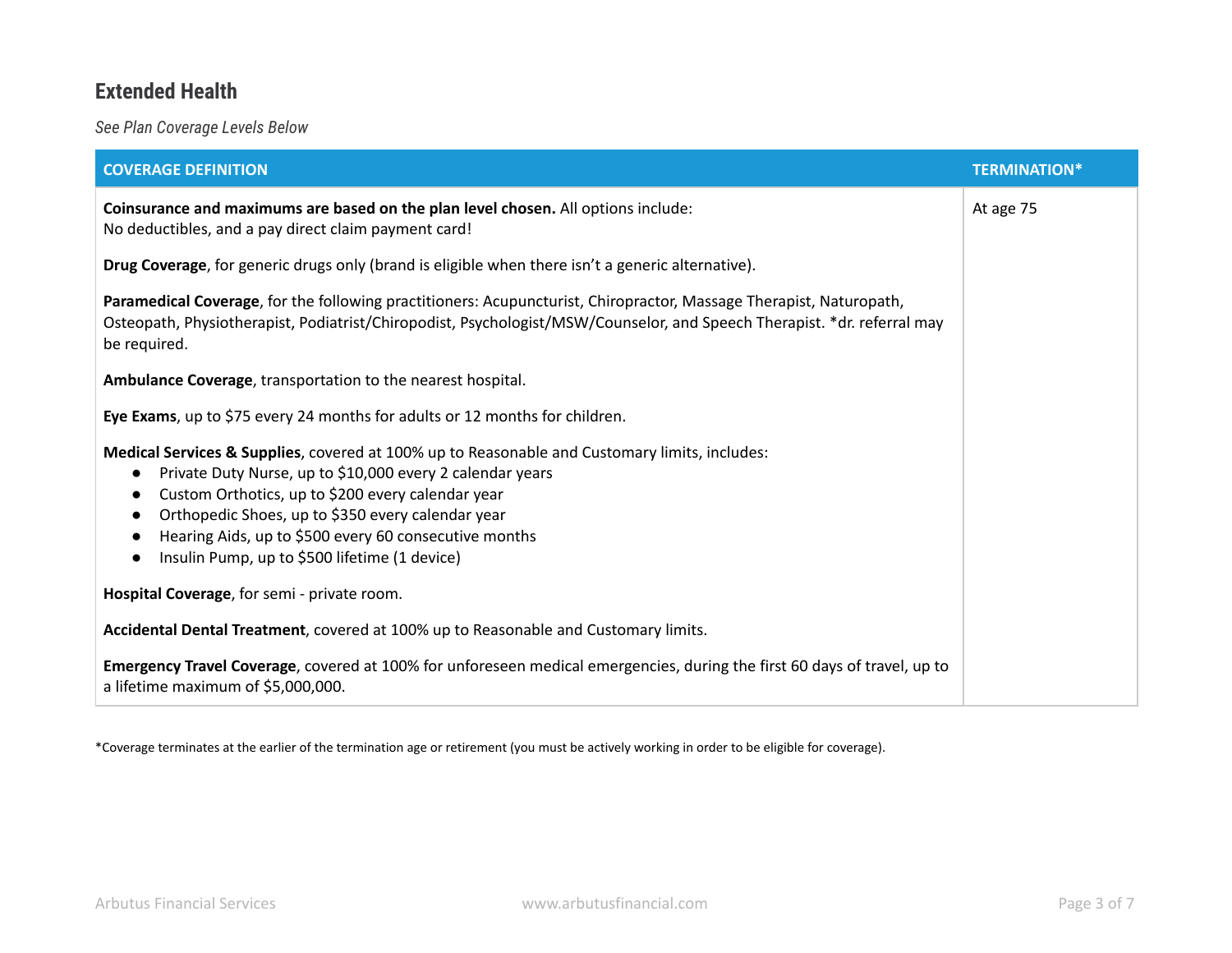## Extended Health

*See Plan Coverage Levels Below*

| COVERAGE DEFINITION | TERMINATION* |
|---|---|
| **Coinsurance and maximums are based on the plan level chosen.** All options include:<br>No deductibles, and a pay direct claim payment card!<br><br>**Drug Coverage**, for generic drugs only (brand is eligible when there isn't a generic alternative).<br><br>**Paramedical Coverage**, for the following practitioners: Acupuncturist, Chiropractor, Massage Therapist, Naturopath, Osteopath, Physiotherapist, Podiatrist/Chiropodist, Psychologist/MSW/Counselor, and Speech Therapist. *dr. referral may be required.<br><br>**Ambulance Coverage**, transportation to the nearest hospital.<br><br>**Eye Exams**, up to $75 every 24 months for adults or 12 months for children.<br><br>**Medical Services & Supplies**, covered at 100% up to Reasonable and Customary limits, includes:<br>• Private Duty Nurse, up to $10,000 every 2 calendar years<br>• Custom Orthotics, up to $200 every calendar year<br>• Orthopedic Shoes, up to $350 every calendar year<br>• Hearing Aids, up to $500 every 60 consecutive months<br>• Insulin Pump, up to $500 lifetime (1 device)<br><br>**Hospital Coverage**, for semi - private room.<br><br>**Accidental Dental Treatment**, covered at 100% up to Reasonable and Customary limits.<br><br>**Emergency Travel Coverage**, covered at 100% for unforeseen medical emergencies, during the first 60 days of travel, up to a lifetime maximum of $5,000,000. | At age 75 |

*Coverage terminates at the earlier of the termination age or retirement (you must be actively working in order to be eligible for coverage).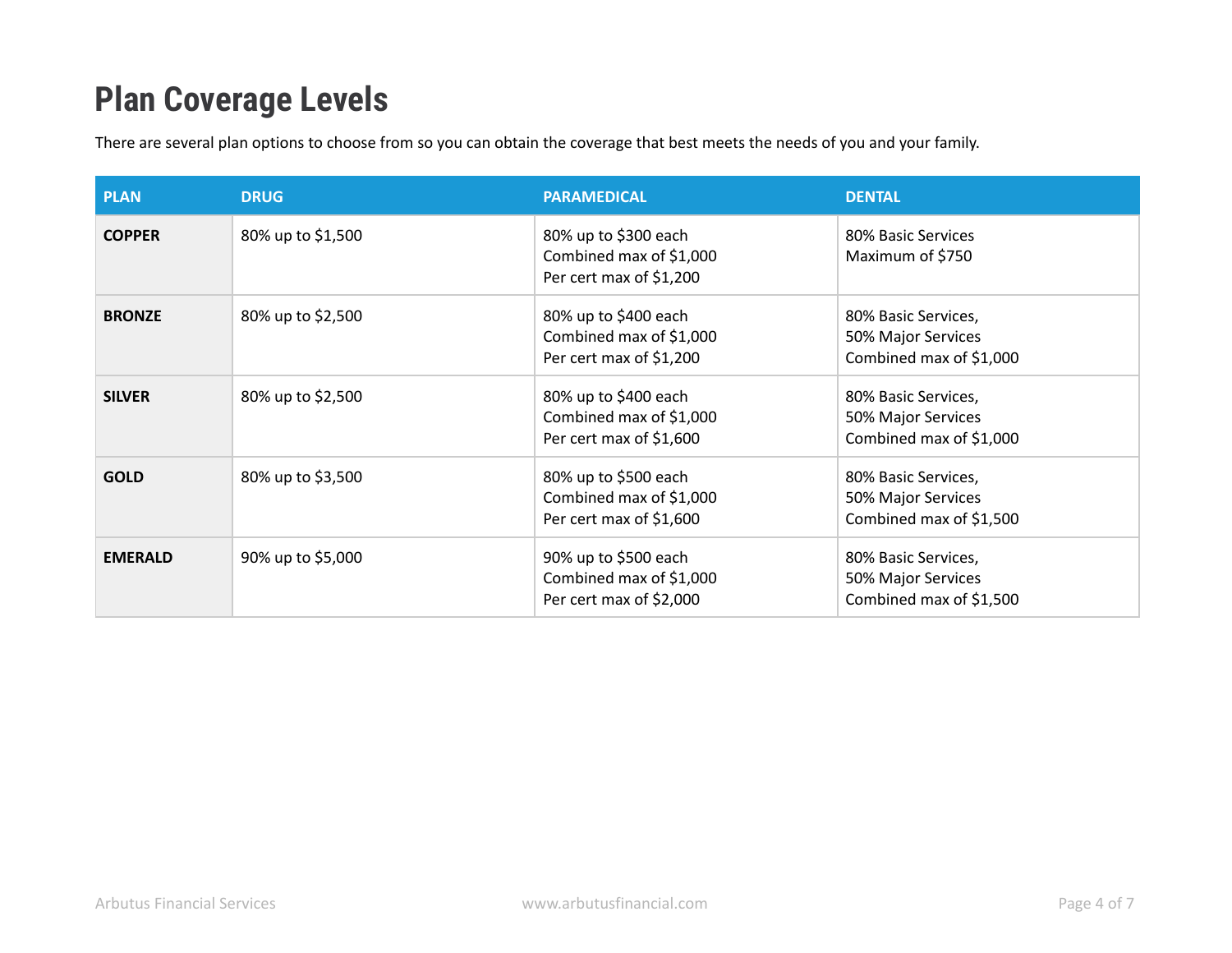# Plan Coverage Levels

There are several plan options to choose from so you can obtain the coverage that best meets the needs of you and your family.

| PLAN | DRUG | PARAMEDICAL | DENTAL |
|---|---|---|---|
| **COPPER** | 80% up to $1,500 | 80% up to $300 each<br>Combined max of $1,000<br>Per cert max of $1,200 | 80% Basic Services<br>Maximum of $750 |
| **BRONZE** | 80% up to $2,500 | 80% up to $400 each<br>Combined max of $1,000<br>Per cert max of $1,200 | 80% Basic Services,<br>50% Major Services<br>Combined max of $1,000 |
| **SILVER** | 80% up to $2,500 | 80% up to $400 each<br>Combined max of $1,000<br>Per cert max of $1,600 | 80% Basic Services,<br>50% Major Services<br>Combined max of $1,000 |
| **GOLD** | 80% up to $3,500 | 80% up to $500 each<br>Combined max of $1,000<br>Per cert max of $1,600 | 80% Basic Services,<br>50% Major Services<br>Combined max of $1,500 |
| **EMERALD** | 90% up to $5,000 | 90% up to $500 each<br>Combined max of $1,000<br>Per cert max of $2,000 | 80% Basic Services,<br>50% Major Services<br>Combined max of $1,500 |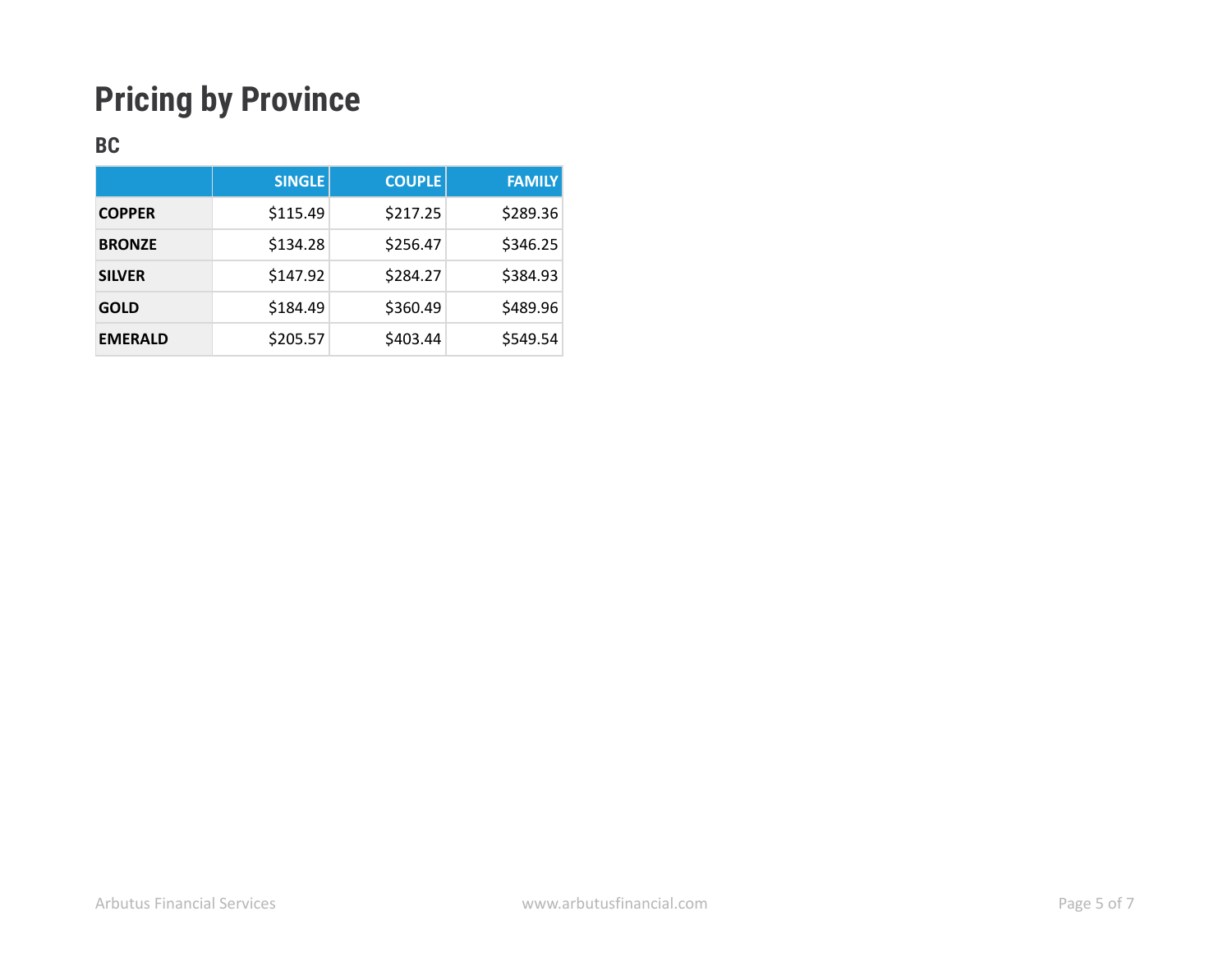# Pricing by Province

## BC

| | SINGLE | COUPLE | FAMILY |
|---|---:|---:|---:|
| **COPPER** | $115.49 | $217.25 | $289.36 |
| **BRONZE** | $134.28 | $256.47 | $346.25 |
| **SILVER** | $147.92 | $284.27 | $384.93 |
| **GOLD** | $184.49 | $360.49 | $489.96 |
| **EMERALD** | $205.57 | $403.44 | $549.54 |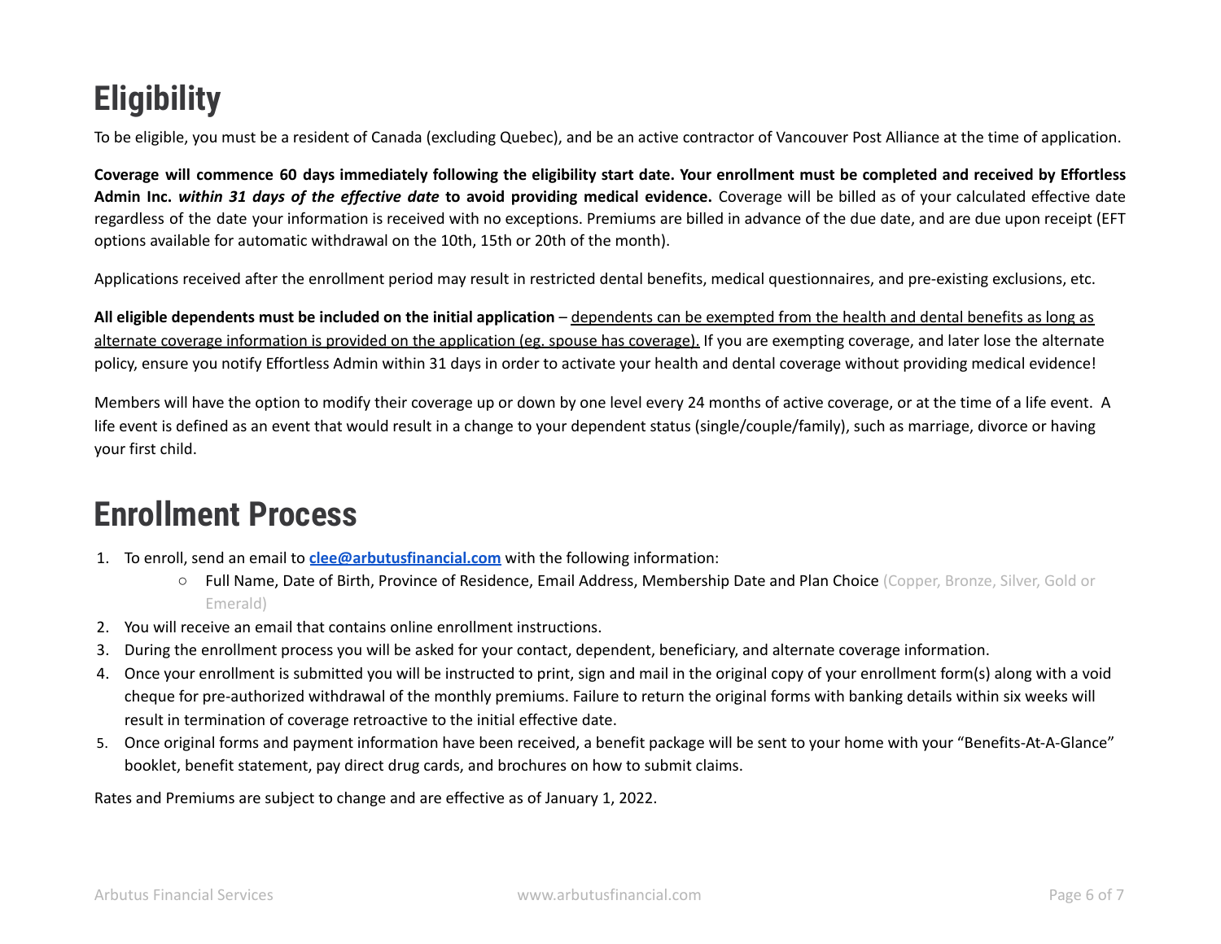## Eligibility

To be eligible, you must be a resident of Canada (excluding Quebec), and be an active contractor of Vancouver Post Alliance at the time of application.

**Coverage will commence 60 days immediately following the eligibility start date. Your enrollment must be completed and received by Effortless Admin Inc. *within 31 days of the effective date* to avoid providing medical evidence.** Coverage will be billed as of your calculated effective date regardless of the date your information is received with no exceptions. Premiums are billed in advance of the due date, and are due upon receipt (EFT options available for automatic withdrawal on the 10th, 15th or 20th of the month).

Applications received after the enrollment period may result in restricted dental benefits, medical questionnaires, and pre-existing exclusions, etc.

**All eligible dependents must be included on the initial application** – <u>dependents can be exempted from the health and dental benefits as long as alternate coverage information is provided on the application (eg. spouse has coverage).</u> If you are exempting coverage, and later lose the alternate policy, ensure you notify Effortless Admin within 31 days in order to activate your health and dental coverage without providing medical evidence!

Members will have the option to modify their coverage up or down by one level every 24 months of active coverage, or at the time of a life event. A life event is defined as an event that would result in a change to your dependent status (single/couple/family), such as marriage, divorce or having your first child.

## Enrollment Process

1. To enroll, send an email to **[clee@arbutusfinancial.com](mailto:clee@arbutusfinancial.com)** with the following information:
    - Full Name, Date of Birth, Province of Residence, Email Address, Membership Date and Plan Choice (Copper, Bronze, Silver, Gold or Emerald)
2. You will receive an email that contains online enrollment instructions.
3. During the enrollment process you will be asked for your contact, dependent, beneficiary, and alternate coverage information.
4. Once your enrollment is submitted you will be instructed to print, sign and mail in the original copy of your enrollment form(s) along with a void cheque for pre-authorized withdrawal of the monthly premiums. Failure to return the original forms with banking details within six weeks will result in termination of coverage retroactive to the initial effective date.
5. Once original forms and payment information have been received, a benefit package will be sent to your home with your "Benefits-At-A-Glance" booklet, benefit statement, pay direct drug cards, and brochures on how to submit claims.

Rates and Premiums are subject to change and are effective as of January 1, 2022.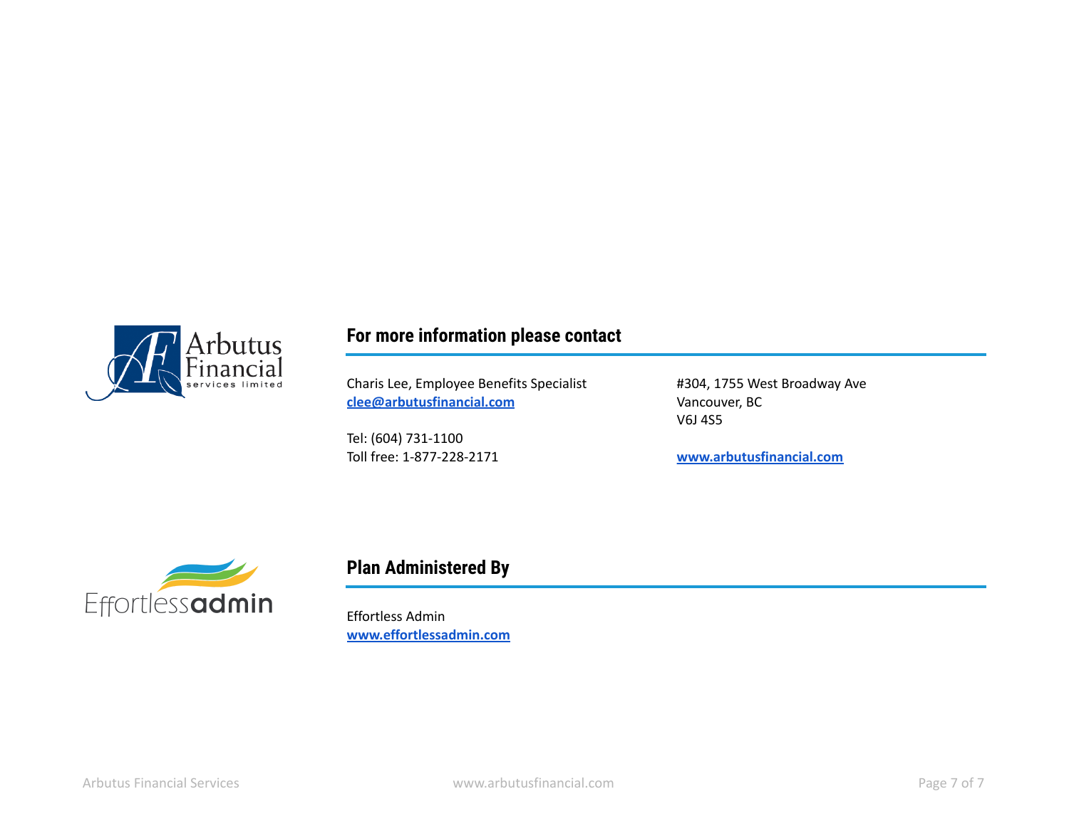## For more information please contact

Charis Lee, Employee Benefits Specialist
**clee@arbutusfinancial.com**

Tel: (604) 731-1100
Toll free: 1-877-228-2171

#304, 1755 West Broadway Ave
Vancouver, BC
V6J 4S5

**www.arbutusfinancial.com**

## Plan Administered By

Effortless Admin
**www.effortlessadmin.com**